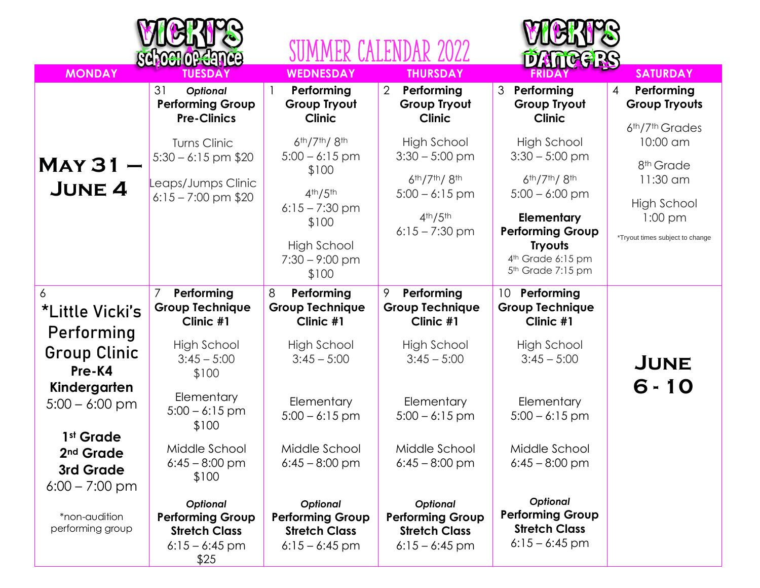# Vicki's School of Dance — Summer Calendar 2022 — Vicki's Dancers

| MONDAY | TUESDAY | WEDNESDAY | THURSDAY | FRIDAY | SATURDAY |
|---|---|---|---|---|---|
| **May 31 – June 4** | 31 *Optional* **Performing Group Pre-Clinics**<br><br>Turns Clinic<br>5:30 – 6:15 pm $20<br><br>Leaps/Jumps Clinic<br>6:15 – 7:00 pm $20 | 1 **Performing Group Tryout Clinic**<br><br>6th/7th/ 8th<br>5:00 – 6:15 pm<br>$100<br><br>4th/5th<br>6:15 – 7:30 pm<br>$100<br><br>High School<br>7:30 – 9:00 pm<br>$100 | 2 **Performing Group Tryout Clinic**<br><br>High School<br>3:30 – 5:00 pm<br><br>6th/7th/ 8th<br>5:00 – 6:15 pm<br><br>4th/5th<br>6:15 – 7:30 pm | 3 **Performing Group Tryout Clinic**<br><br>High School<br>3:30 – 5:00 pm<br><br>6th/7th/ 8th<br>5:00 – 6:00 pm<br><br>**Elementary Performing Group Tryouts**<br>4th Grade 6:15 pm<br>5th Grade 7:15 pm | 4 **Performing Group Tryouts**<br><br>6th/7th Grades<br>10:00 am<br><br>8th Grade<br>11:30 am<br><br>High School<br>1:00 pm<br><br>*Tryout times subject to change |
| 6 **\*Little Vicki's Performing Group Clinic**<br>**Pre-K4**<br>**Kindergarten**<br>5:00 – 6:00 pm<br><br>**1st Grade**<br>**2nd Grade**<br>**3rd Grade**<br>6:00 – 7:00 pm<br><br>*non-audition performing group | 7 **Performing Group Technique Clinic #1**<br><br>High School<br>3:45 – 5:00<br>$100<br><br>Elementary<br>5:00 – 6:15 pm<br>$100<br><br>Middle School<br>6:45 – 8:00 pm<br>$100<br><br>*Optional*<br>**Performing Group Stretch Class**<br>6:15 – 6:45 pm<br>$25 | 8 **Performing Group Technique Clinic #1**<br><br>High School<br>3:45 – 5:00<br><br>Elementary<br>5:00 – 6:15 pm<br><br>Middle School<br>6:45 – 8:00 pm<br><br>*Optional*<br>**Performing Group Stretch Class**<br>6:15 – 6:45 pm | 9 **Performing Group Technique Clinic #1**<br><br>High School<br>3:45 – 5:00<br><br>Elementary<br>5:00 – 6:15 pm<br><br>Middle School<br>6:45 – 8:00 pm<br><br>*Optional*<br>**Performing Group Stretch Class**<br>6:15 – 6:45 pm | 10 **Performing Group Technique Clinic #1**<br><br>High School<br>3:45 – 5:00<br><br>Elementary<br>5:00 – 6:15 pm<br><br>Middle School<br>6:45 – 8:00 pm<br><br>*Optional*<br>**Performing Group Stretch Class**<br>6:15 – 6:45 pm | **June 6 - 10** |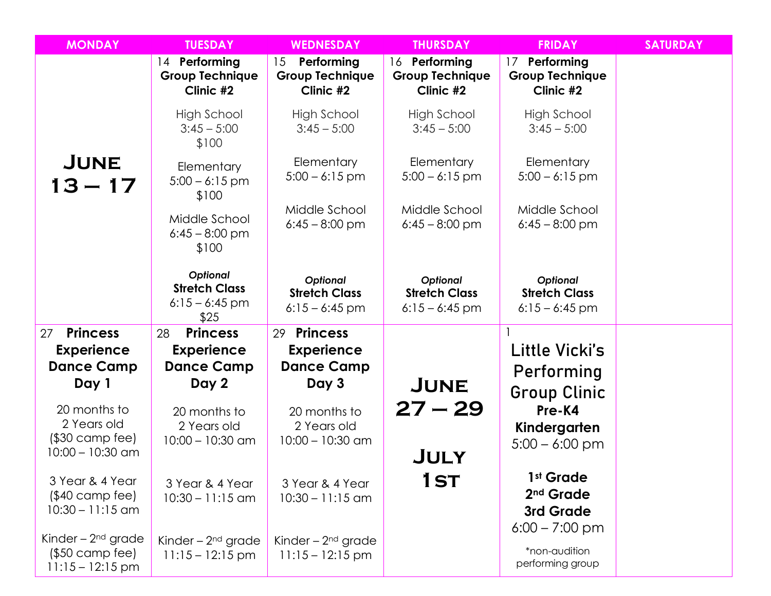| MONDAY | TUESDAY | WEDNESDAY | THURSDAY | FRIDAY | SATURDAY |
|---|---|---|---|---|---|
| **June 13 – 17** | 14 **Performing Group Technique Clinic #2**<br><br>High School<br>3:45 – 5:00<br>$100<br><br>Elementary<br>5:00 – 6:15 pm<br>$100<br><br>Middle School<br>6:45 – 8:00 pm<br>$100<br><br>***Optional***<br>**Stretch Class**<br>6:15 – 6:45 pm<br>$25 | 15 **Performing Group Technique Clinic #2**<br><br>High School<br>3:45 – 5:00<br><br>Elementary<br>5:00 – 6:15 pm<br><br>Middle School<br>6:45 – 8:00 pm<br><br>***Optional***<br>**Stretch Class**<br>6:15 – 6:45 pm | 16 **Performing Group Technique Clinic #2**<br><br>High School<br>3:45 – 5:00<br><br>Elementary<br>5:00 – 6:15 pm<br><br>Middle School<br>6:45 – 8:00 pm<br><br>***Optional***<br>**Stretch Class**<br>6:15 – 6:45 pm | 17 **Performing Group Technique Clinic #2**<br><br>High School<br>3:45 – 5:00<br><br>Elementary<br>5:00 – 6:15 pm<br><br>Middle School<br>6:45 – 8:00 pm<br><br>***Optional***<br>**Stretch Class**<br>6:15 – 6:45 pm | |
| 27 **Princess Experience Dance Camp Day 1**<br><br>20 months to 2 Years old<br>($30 camp fee)<br>10:00 – 10:30 am<br><br>3 Year & 4 Year<br>($40 camp fee)<br>10:30 – 11:15 am<br><br>Kinder – 2nd grade<br>($50 camp fee)<br>11:15 – 12:15 pm | 28 **Princess Experience Dance Camp Day 2**<br><br>20 months to 2 Years old<br>10:00 – 10:30 am<br><br>3 Year & 4 Year<br>10:30 – 11:15 am<br><br>Kinder – 2nd grade<br>11:15 – 12:15 pm | 29 **Princess Experience Dance Camp Day 3**<br><br>20 months to 2 Years old<br>10:00 – 10:30 am<br><br>3 Year & 4 Year<br>10:30 – 11:15 am<br><br>Kinder – 2nd grade<br>11:15 – 12:15 pm | **June 27 – 29**<br><br>**July 1st** | 1<br>**Little Vicki's Performing Group Clinic**<br>**Pre-K4**<br>**Kindergarten**<br>5:00 – 6:00 pm<br><br>**1st Grade**<br>**2nd Grade**<br>**3rd Grade**<br>6:00 – 7:00 pm<br><br>*non-audition performing group | |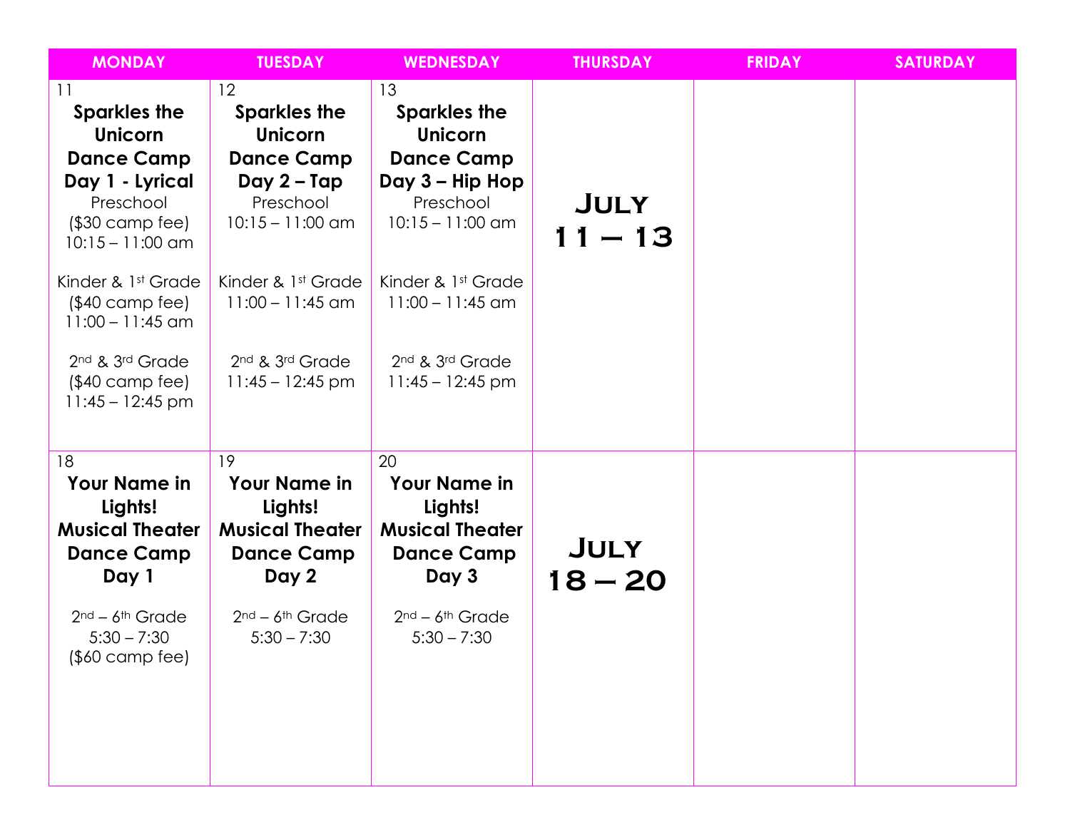| MONDAY | TUESDAY | WEDNESDAY | THURSDAY | FRIDAY | SATURDAY |
|---|---|---|---|---|---|
| 11<br>**Sparkles the Unicorn Dance Camp Day 1 - Lyrical**<br>Preschool<br>($30 camp fee)<br>10:15 – 11:00 am<br><br>Kinder & 1st Grade<br>($40 camp fee)<br>11:00 – 11:45 am<br><br>2nd & 3rd Grade<br>($40 camp fee)<br>11:45 – 12:45 pm | 12<br>**Sparkles the Unicorn Dance Camp Day 2 – Tap**<br>Preschool<br>10:15 – 11:00 am<br><br>Kinder & 1st Grade<br>11:00 – 11:45 am<br><br>2nd & 3rd Grade<br>11:45 – 12:45 pm | 13<br>**Sparkles the Unicorn Dance Camp Day 3 – Hip Hop**<br>Preschool<br>10:15 – 11:00 am<br><br>Kinder & 1st Grade<br>11:00 – 11:45 am<br><br>2nd & 3rd Grade<br>11:45 – 12:45 pm | **JULY 11 – 13** | | |
| 18<br>**Your Name in Lights! Musical Theater Dance Camp Day 1**<br><br>2nd – 6th Grade<br>5:30 – 7:30<br>($60 camp fee) | 19<br>**Your Name in Lights! Musical Theater Dance Camp Day 2**<br><br>2nd – 6th Grade<br>5:30 – 7:30 | 20<br>**Your Name in Lights! Musical Theater Dance Camp Day 3**<br><br>2nd – 6th Grade<br>5:30 – 7:30 | **JULY 18 – 20** | | |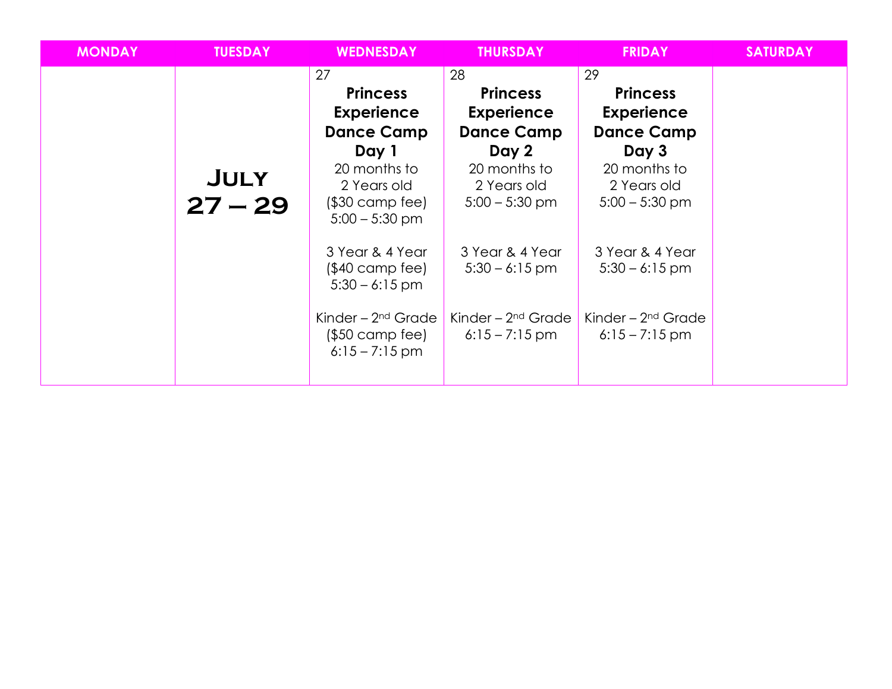| MONDAY | TUESDAY | WEDNESDAY | THURSDAY | FRIDAY | SATURDAY |
|---|---|---|---|---|---|
| | **JULY 27 – 29** | 27<br>**Princess Experience Dance Camp Day 1**<br>20 months to 2 Years old<br>($30 camp fee)<br>5:00 – 5:30 pm<br><br>3 Year & 4 Year<br>($40 camp fee)<br>5:30 – 6:15 pm<br><br>Kinder – 2nd Grade<br>($50 camp fee)<br>6:15 – 7:15 pm | 28<br>**Princess Experience Dance Camp Day 2**<br>20 months to 2 Years old<br>5:00 – 5:30 pm<br><br>3 Year & 4 Year<br>5:30 – 6:15 pm<br><br>Kinder – 2nd Grade<br>6:15 – 7:15 pm | 29<br>**Princess Experience Dance Camp Day 3**<br>20 months to 2 Years old<br>5:00 – 5:30 pm<br><br>3 Year & 4 Year<br>5:30 – 6:15 pm<br><br>Kinder – 2nd Grade<br>6:15 – 7:15 pm | |